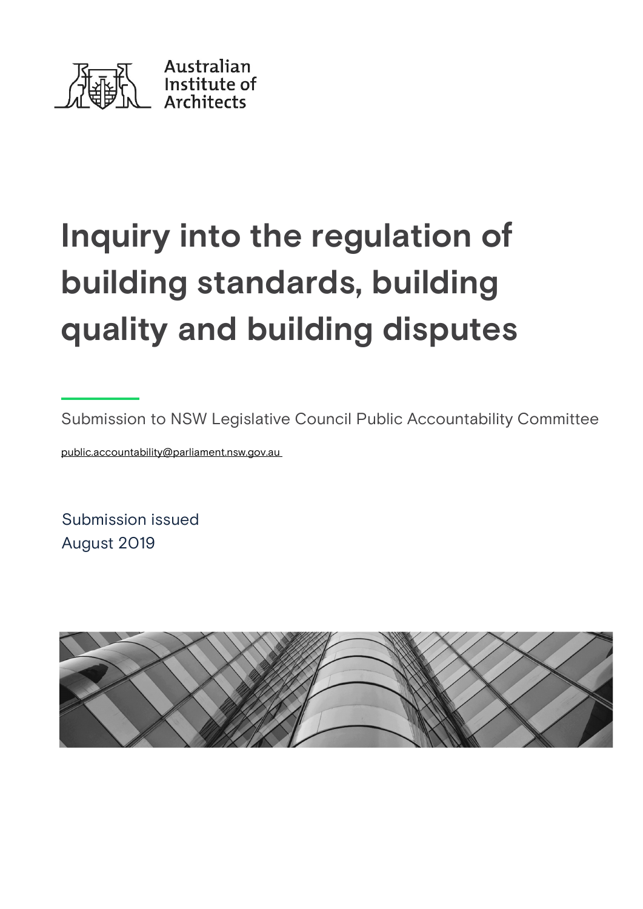Australian Institute of Architects

# Inquiry into the regulation of building standards, building quality and building disputes

Submission to NSW Legislative Council Public Accountability Committee

public.accountability@parliament.nsw.gov.au

Submission issued
August 2019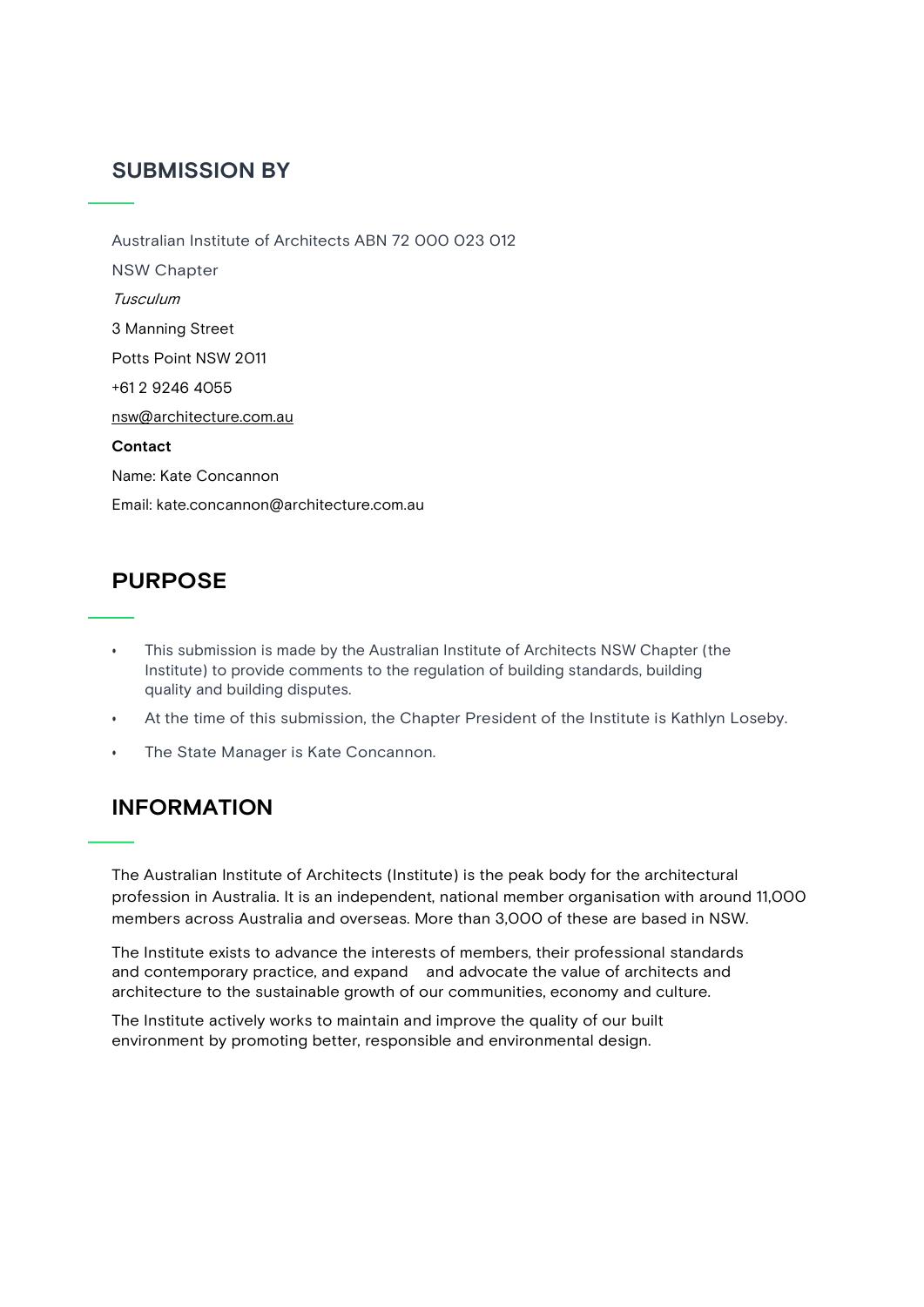## SUBMISSION BY

Australian Institute of Architects ABN 72 000 023 012

NSW Chapter

*Tusculum*

3 Manning Street

Potts Point NSW 2011

+61 2 9246 4055

nsw@architecture.com.au

**Contact**

Name: Kate Concannon

Email: kate.concannon@architecture.com.au

## PURPOSE

- This submission is made by the Australian Institute of Architects NSW Chapter (the Institute) to provide comments to the regulation of building standards, building quality and building disputes.
- At the time of this submission, the Chapter President of the Institute is Kathlyn Loseby.
- The State Manager is Kate Concannon.

## INFORMATION

The Australian Institute of Architects (Institute) is the peak body for the architectural profession in Australia. It is an independent, national member organisation with around 11,000 members across Australia and overseas. More than 3,000 of these are based in NSW.

The Institute exists to advance the interests of members, their professional standards and contemporary practice, and expand and advocate the value of architects and architecture to the sustainable growth of our communities, economy and culture.

The Institute actively works to maintain and improve the quality of our built environment by promoting better, responsible and environmental design.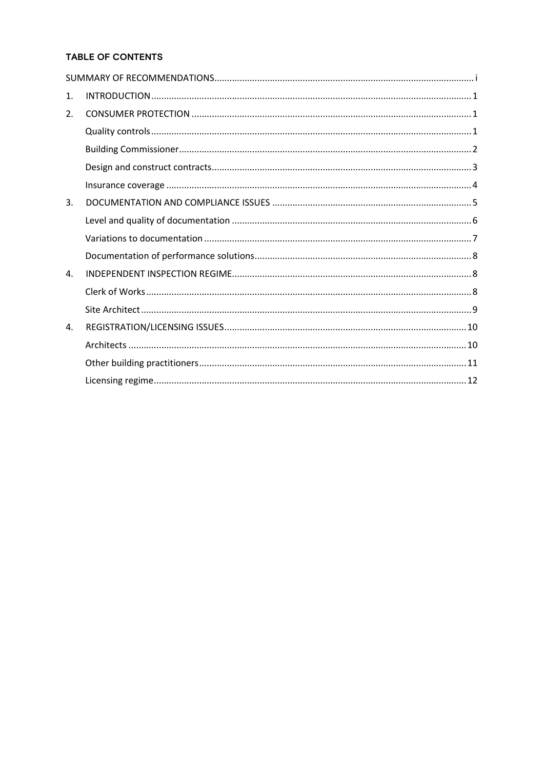**TABLE OF CONTENTS**

SUMMARY OF RECOMMENDATIONS ..... i

1. INTRODUCTION ..... 1
2. CONSUMER PROTECTION ..... 1
   - Quality controls ..... 1
   - Building Commissioner ..... 2
   - Design and construct contracts ..... 3
   - Insurance coverage ..... 4
3. DOCUMENTATION AND COMPLIANCE ISSUES ..... 5
   - Level and quality of documentation ..... 6
   - Variations to documentation ..... 7
   - Documentation of performance solutions ..... 8
4. INDEPENDENT INSPECTION REGIME ..... 8
   - Clerk of Works ..... 8
   - Site Architect ..... 9
4. REGISTRATION/LICENSING ISSUES ..... 10
   - Architects ..... 10
   - Other building practitioners ..... 11
   - Licensing regime ..... 12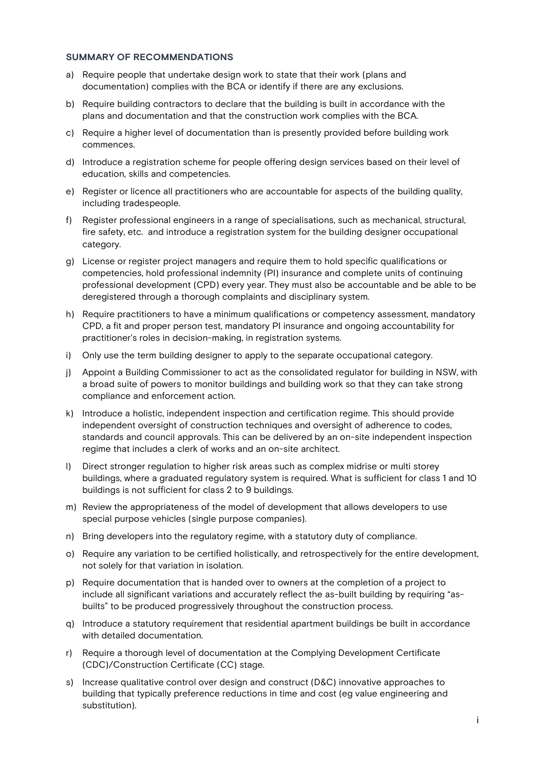### SUMMARY OF RECOMMENDATIONS

a) Require people that undertake design work to state that their work (plans and documentation) complies with the BCA or identify if there are any exclusions.

b) Require building contractors to declare that the building is built in accordance with the plans and documentation and that the construction work complies with the BCA.

c) Require a higher level of documentation than is presently provided before building work commences.

d) Introduce a registration scheme for people offering design services based on their level of education, skills and competencies.

e) Register or licence all practitioners who are accountable for aspects of the building quality, including tradespeople.

f) Register professional engineers in a range of specialisations, such as mechanical, structural, fire safety, etc. and introduce a registration system for the building designer occupational category.

g) License or register project managers and require them to hold specific qualifications or competencies, hold professional indemnity (PI) insurance and complete units of continuing professional development (CPD) every year. They must also be accountable and be able to be deregistered through a thorough complaints and disciplinary system.

h) Require practitioners to have a minimum qualifications or competency assessment, mandatory CPD, a fit and proper person test, mandatory PI insurance and ongoing accountability for practitioner's roles in decision-making, in registration systems.

i) Only use the term building designer to apply to the separate occupational category.

j) Appoint a Building Commissioner to act as the consolidated regulator for building in NSW, with a broad suite of powers to monitor buildings and building work so that they can take strong compliance and enforcement action.

k) Introduce a holistic, independent inspection and certification regime. This should provide independent oversight of construction techniques and oversight of adherence to codes, standards and council approvals. This can be delivered by an on-site independent inspection regime that includes a clerk of works and an on-site architect.

l) Direct stronger regulation to higher risk areas such as complex midrise or multi storey buildings, where a graduated regulatory system is required. What is sufficient for class 1 and 10 buildings is not sufficient for class 2 to 9 buildings.

m) Review the appropriateness of the model of development that allows developers to use special purpose vehicles (single purpose companies).

n) Bring developers into the regulatory regime, with a statutory duty of compliance.

o) Require any variation to be certified holistically, and retrospectively for the entire development, not solely for that variation in isolation.

p) Require documentation that is handed over to owners at the completion of a project to include all significant variations and accurately reflect the as-built building by requiring "as-builts" to be produced progressively throughout the construction process.

q) Introduce a statutory requirement that residential apartment buildings be built in accordance with detailed documentation.

r) Require a thorough level of documentation at the Complying Development Certificate (CDC)/Construction Certificate (CC) stage.

s) Increase qualitative control over design and construct (D&C) innovative approaches to building that typically preference reductions in time and cost (eg value engineering and substitution).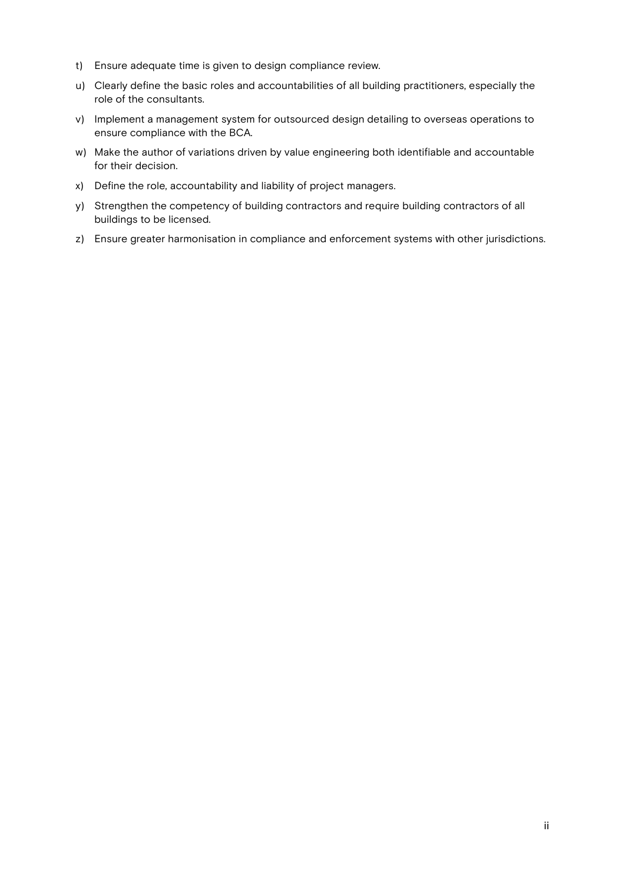t) Ensure adequate time is given to design compliance review.

u) Clearly define the basic roles and accountabilities of all building practitioners, especially the role of the consultants.

v) Implement a management system for outsourced design detailing to overseas operations to ensure compliance with the BCA.

w) Make the author of variations driven by value engineering both identifiable and accountable for their decision.

x) Define the role, accountability and liability of project managers.

y) Strengthen the competency of building contractors and require building contractors of all buildings to be licensed.

z) Ensure greater harmonisation in compliance and enforcement systems with other jurisdictions.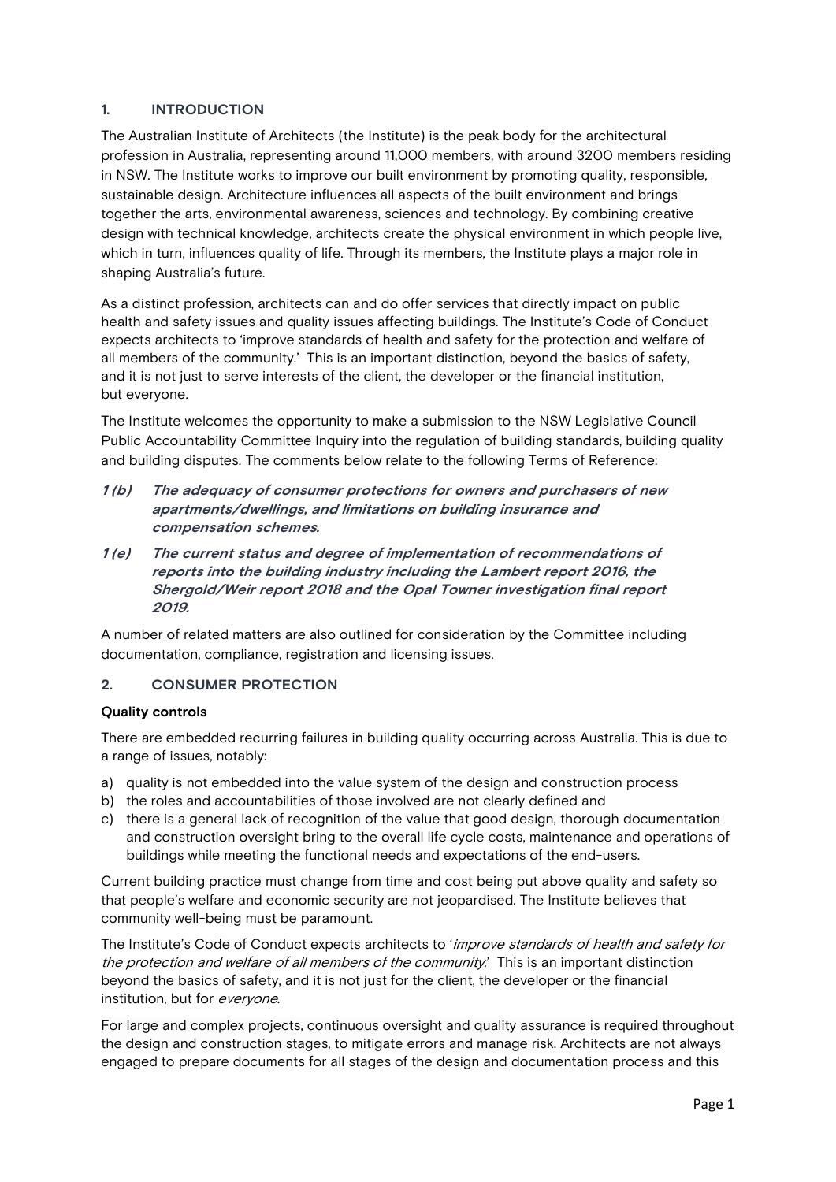## 1. INTRODUCTION

The Australian Institute of Architects (the Institute) is the peak body for the architectural profession in Australia, representing around 11,000 members, with around 3200 members residing in NSW. The Institute works to improve our built environment by promoting quality, responsible, sustainable design. Architecture influences all aspects of the built environment and brings together the arts, environmental awareness, sciences and technology. By combining creative design with technical knowledge, architects create the physical environment in which people live, which in turn, influences quality of life. Through its members, the Institute plays a major role in shaping Australia's future.

As a distinct profession, architects can and do offer services that directly impact on public health and safety issues and quality issues affecting buildings. The Institute's Code of Conduct expects architects to 'improve standards of health and safety for the protection and welfare of all members of the community.' This is an important distinction, beyond the basics of safety, and it is not just to serve interests of the client, the developer or the financial institution, but everyone.

The Institute welcomes the opportunity to make a submission to the NSW Legislative Council Public Accountability Committee Inquiry into the regulation of building standards, building quality and building disputes. The comments below relate to the following Terms of Reference:

- ***1 (b) The adequacy of consumer protections for owners and purchasers of new apartments/dwellings, and limitations on building insurance and compensation schemes.***
- ***1 (e) The current status and degree of implementation of recommendations of reports into the building industry including the Lambert report 2016, the Shergold/Weir report 2018 and the Opal Towner investigation final report 2019.***

A number of related matters are also outlined for consideration by the Committee including documentation, compliance, registration and licensing issues.

## 2. CONSUMER PROTECTION

### Quality controls

There are embedded recurring failures in building quality occurring across Australia. This is due to a range of issues, notably:

a) quality is not embedded into the value system of the design and construction process
b) the roles and accountabilities of those involved are not clearly defined and
c) there is a general lack of recognition of the value that good design, thorough documentation and construction oversight bring to the overall life cycle costs, maintenance and operations of buildings while meeting the functional needs and expectations of the end-users.

Current building practice must change from time and cost being put above quality and safety so that people's welfare and economic security are not jeopardised. The Institute believes that community well-being must be paramount.

The Institute's Code of Conduct expects architects to '*improve standards of health and safety for the protection and welfare of all members of the community.*' This is an important distinction beyond the basics of safety, and it is not just for the client, the developer or the financial institution, but for *everyone*.

For large and complex projects, continuous oversight and quality assurance is required throughout the design and construction stages, to mitigate errors and manage risk. Architects are not always engaged to prepare documents for all stages of the design and documentation process and this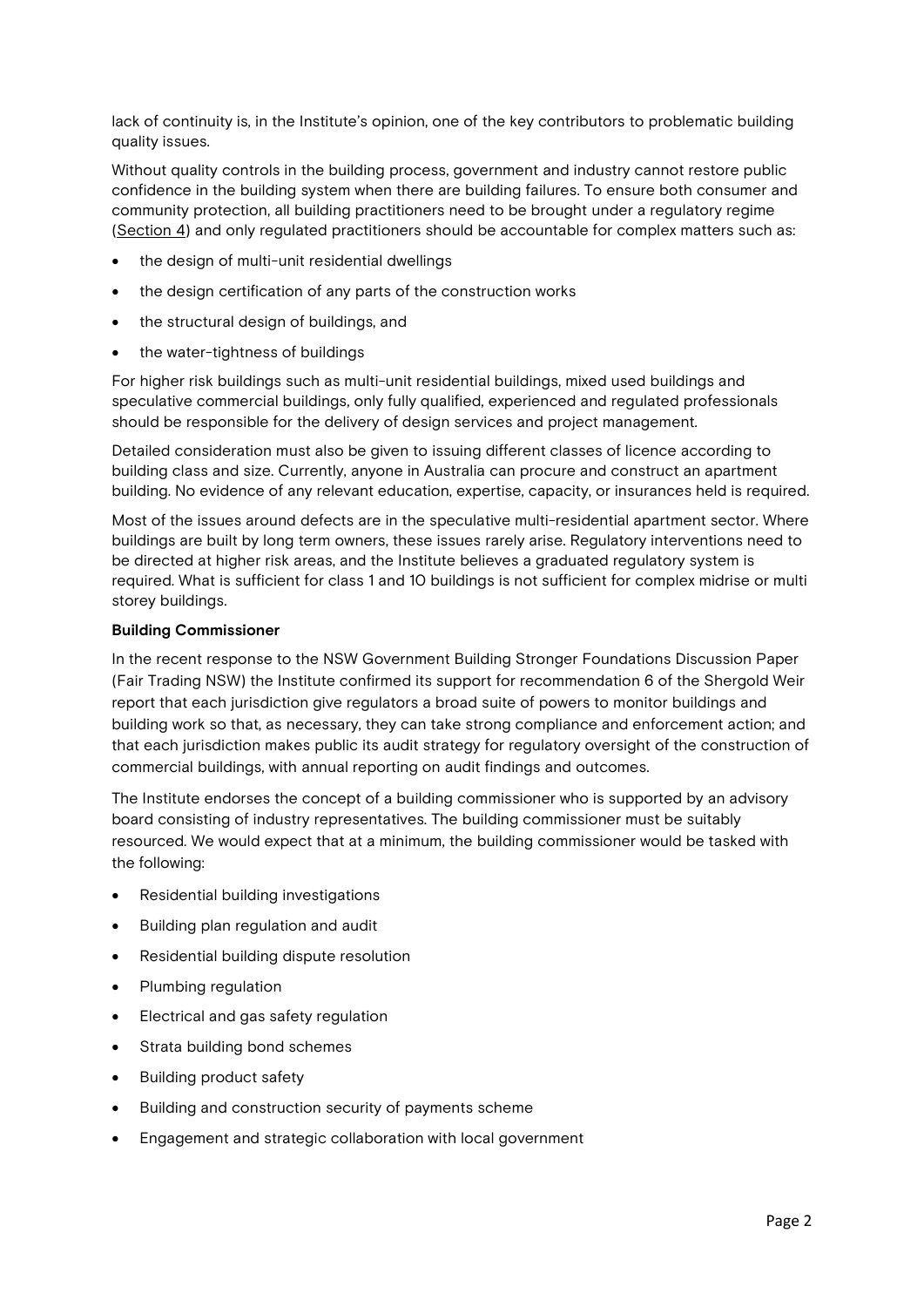lack of continuity is, in the Institute's opinion, one of the key contributors to problematic building quality issues.

Without quality controls in the building process, government and industry cannot restore public confidence in the building system when there are building failures. To ensure both consumer and community protection, all building practitioners need to be brought under a regulatory regime (Section 4) and only regulated practitioners should be accountable for complex matters such as:

- the design of multi-unit residential dwellings
- the design certification of any parts of the construction works
- the structural design of buildings, and
- the water-tightness of buildings

For higher risk buildings such as multi-unit residential buildings, mixed used buildings and speculative commercial buildings, only fully qualified, experienced and regulated professionals should be responsible for the delivery of design services and project management.

Detailed consideration must also be given to issuing different classes of licence according to building class and size. Currently, anyone in Australia can procure and construct an apartment building. No evidence of any relevant education, expertise, capacity, or insurances held is required.

Most of the issues around defects are in the speculative multi-residential apartment sector. Where buildings are built by long term owners, these issues rarely arise. Regulatory interventions need to be directed at higher risk areas, and the Institute believes a graduated regulatory system is required. What is sufficient for class 1 and 10 buildings is not sufficient for complex midrise or multi storey buildings.

**Building Commissioner**

In the recent response to the NSW Government Building Stronger Foundations Discussion Paper (Fair Trading NSW) the Institute confirmed its support for recommendation 6 of the Shergold Weir report that each jurisdiction give regulators a broad suite of powers to monitor buildings and building work so that, as necessary, they can take strong compliance and enforcement action; and that each jurisdiction makes public its audit strategy for regulatory oversight of the construction of commercial buildings, with annual reporting on audit findings and outcomes.

The Institute endorses the concept of a building commissioner who is supported by an advisory board consisting of industry representatives. The building commissioner must be suitably resourced. We would expect that at a minimum, the building commissioner would be tasked with the following:

- Residential building investigations
- Building plan regulation and audit
- Residential building dispute resolution
- Plumbing regulation
- Electrical and gas safety regulation
- Strata building bond schemes
- Building product safety
- Building and construction security of payments scheme
- Engagement and strategic collaboration with local government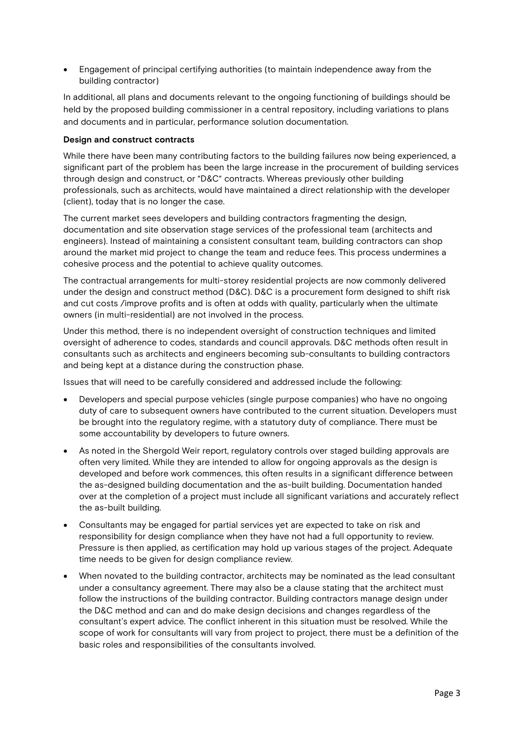- Engagement of principal certifying authorities (to maintain independence away from the building contractor)

In additional, all plans and documents relevant to the ongoing functioning of buildings should be held by the proposed building commissioner in a central repository, including variations to plans and documents and in particular, performance solution documentation.

**Design and construct contracts**

While there have been many contributing factors to the building failures now being experienced, a significant part of the problem has been the large increase in the procurement of building services through design and construct, or "D&C" contracts. Whereas previously other building professionals, such as architects, would have maintained a direct relationship with the developer (client), today that is no longer the case.

The current market sees developers and building contractors fragmenting the design, documentation and site observation stage services of the professional team (architects and engineers). Instead of maintaining a consistent consultant team, building contractors can shop around the market mid project to change the team and reduce fees. This process undermines a cohesive process and the potential to achieve quality outcomes.

The contractual arrangements for multi-storey residential projects are now commonly delivered under the design and construct method (D&C). D&C is a procurement form designed to shift risk and cut costs /improve profits and is often at odds with quality, particularly when the ultimate owners (in multi-residential) are not involved in the process.

Under this method, there is no independent oversight of construction techniques and limited oversight of adherence to codes, standards and council approvals. D&C methods often result in consultants such as architects and engineers becoming sub-consultants to building contractors and being kept at a distance during the construction phase.

Issues that will need to be carefully considered and addressed include the following:

- Developers and special purpose vehicles (single purpose companies) who have no ongoing duty of care to subsequent owners have contributed to the current situation. Developers must be brought into the regulatory regime, with a statutory duty of compliance. There must be some accountability by developers to future owners.
- As noted in the Shergold Weir report, regulatory controls over staged building approvals are often very limited. While they are intended to allow for ongoing approvals as the design is developed and before work commences, this often results in a significant difference between the as-designed building documentation and the as-built building. Documentation handed over at the completion of a project must include all significant variations and accurately reflect the as-built building.
- Consultants may be engaged for partial services yet are expected to take on risk and responsibility for design compliance when they have not had a full opportunity to review. Pressure is then applied, as certification may hold up various stages of the project. Adequate time needs to be given for design compliance review.
- When novated to the building contractor, architects may be nominated as the lead consultant under a consultancy agreement. There may also be a clause stating that the architect must follow the instructions of the building contractor. Building contractors manage design under the D&C method and can and do make design decisions and changes regardless of the consultant's expert advice. The conflict inherent in this situation must be resolved. While the scope of work for consultants will vary from project to project, there must be a definition of the basic roles and responsibilities of the consultants involved.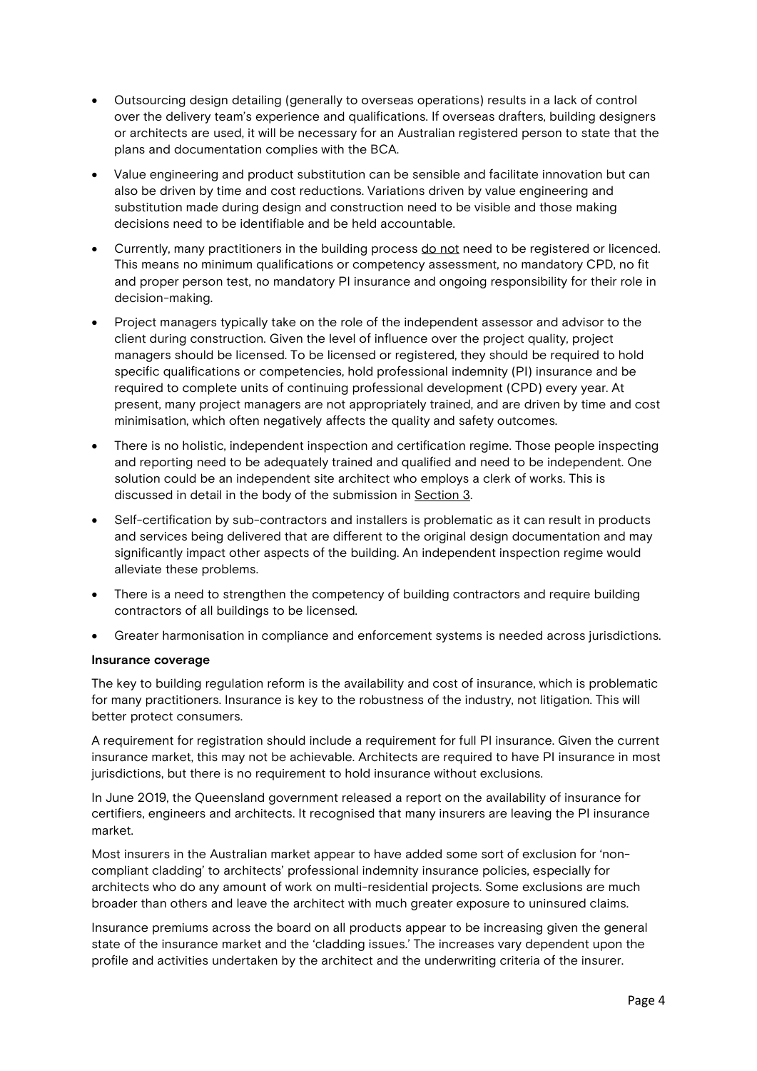- Outsourcing design detailing (generally to overseas operations) results in a lack of control over the delivery team's experience and qualifications. If overseas drafters, building designers or architects are used, it will be necessary for an Australian registered person to state that the plans and documentation complies with the BCA.
- Value engineering and product substitution can be sensible and facilitate innovation but can also be driven by time and cost reductions. Variations driven by value engineering and substitution made during design and construction need to be visible and those making decisions need to be identifiable and be held accountable.
- Currently, many practitioners in the building process <u>do not</u> need to be registered or licenced. This means no minimum qualifications or competency assessment, no mandatory CPD, no fit and proper person test, no mandatory PI insurance and ongoing responsibility for their role in decision-making.
- Project managers typically take on the role of the independent assessor and advisor to the client during construction. Given the level of influence over the project quality, project managers should be licensed. To be licensed or registered, they should be required to hold specific qualifications or competencies, hold professional indemnity (PI) insurance and be required to complete units of continuing professional development (CPD) every year. At present, many project managers are not appropriately trained, and are driven by time and cost minimisation, which often negatively affects the quality and safety outcomes.
- There is no holistic, independent inspection and certification regime. Those people inspecting and reporting need to be adequately trained and qualified and need to be independent. One solution could be an independent site architect who employs a clerk of works. This is discussed in detail in the body of the submission in <u>Section 3</u>.
- Self-certification by sub-contractors and installers is problematic as it can result in products and services being delivered that are different to the original design documentation and may significantly impact other aspects of the building. An independent inspection regime would alleviate these problems.
- There is a need to strengthen the competency of building contractors and require building contractors of all buildings to be licensed.
- Greater harmonisation in compliance and enforcement systems is needed across jurisdictions.

**Insurance coverage**

The key to building regulation reform is the availability and cost of insurance, which is problematic for many practitioners. Insurance is key to the robustness of the industry, not litigation. This will better protect consumers.

A requirement for registration should include a requirement for full PI insurance. Given the current insurance market, this may not be achievable. Architects are required to have PI insurance in most jurisdictions, but there is no requirement to hold insurance without exclusions.

In June 2019, the Queensland government released a report on the availability of insurance for certifiers, engineers and architects. It recognised that many insurers are leaving the PI insurance market.

Most insurers in the Australian market appear to have added some sort of exclusion for 'non-compliant cladding' to architects' professional indemnity insurance policies, especially for architects who do any amount of work on multi-residential projects. Some exclusions are much broader than others and leave the architect with much greater exposure to uninsured claims.

Insurance premiums across the board on all products appear to be increasing given the general state of the insurance market and the 'cladding issues.' The increases vary dependent upon the profile and activities undertaken by the architect and the underwriting criteria of the insurer.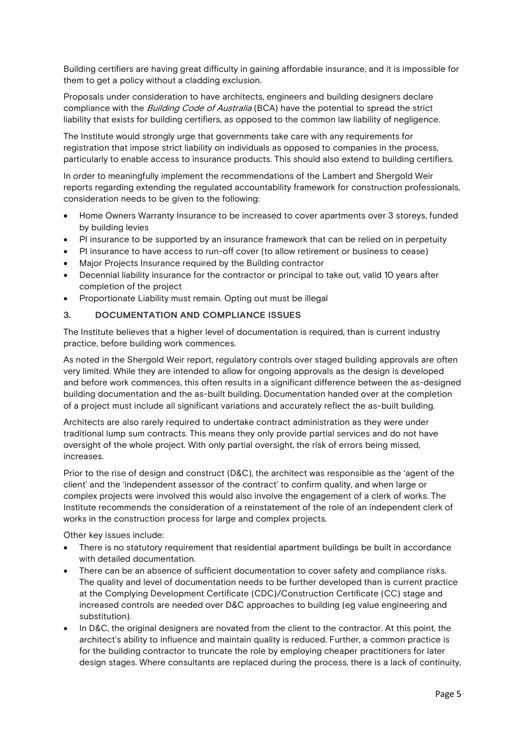Building certifiers are having great difficulty in gaining affordable insurance, and it is impossible for them to get a policy without a cladding exclusion.

Proposals under consideration to have architects, engineers and building designers declare compliance with the *Building Code of Australia* (BCA) have the potential to spread the strict liability that exists for building certifiers, as opposed to the common law liability of negligence.

The Institute would strongly urge that governments take care with any requirements for registration that impose strict liability on individuals as opposed to companies in the process, particularly to enable access to insurance products. This should also extend to building certifiers.

In order to meaningfully implement the recommendations of the Lambert and Shergold Weir reports regarding extending the regulated accountability framework for construction professionals, consideration needs to be given to the following:

- Home Owners Warranty Insurance to be increased to cover apartments over 3 storeys, funded by building levies
- PI insurance to be supported by an insurance framework that can be relied on in perpetuity
- PI insurance to have access to run-off cover (to allow retirement or business to cease)
- Major Projects Insurance required by the Building contractor
- Decennial liability insurance for the contractor or principal to take out, valid 10 years after completion of the project
- Proportionate Liability must remain. Opting out must be illegal

## 3. DOCUMENTATION AND COMPLIANCE ISSUES

The Institute believes that a higher level of documentation is required, than is current industry practice, before building work commences.

As noted in the Shergold Weir report, regulatory controls over staged building approvals are often very limited. While they are intended to allow for ongoing approvals as the design is developed and before work commences, this often results in a significant difference between the as-designed building documentation and the as-built building. Documentation handed over at the completion of a project must include all significant variations and accurately reflect the as-built building.

Architects are also rarely required to undertake contract administration as they were under traditional lump sum contracts. This means they only provide partial services and do not have oversight of the whole project. With only partial oversight, the risk of errors being missed, increases.

Prior to the rise of design and construct (D&C), the architect was responsible as the 'agent of the client' and the 'independent assessor of the contract' to confirm quality, and when large or complex projects were involved this would also involve the engagement of a clerk of works. The Institute recommends the consideration of a reinstatement of the role of an independent clerk of works in the construction process for large and complex projects.

Other key issues include:

- There is no statutory requirement that residential apartment buildings be built in accordance with detailed documentation.
- There can be an absence of sufficient documentation to cover safety and compliance risks. The quality and level of documentation needs to be further developed than is current practice at the Complying Development Certificate (CDC)/Construction Certificate (CC) stage and increased controls are needed over D&C approaches to building (eg value engineering and substitution).
- In D&C, the original designers are novated from the client to the contractor. At this point, the architect's ability to influence and maintain quality is reduced. Further, a common practice is for the building contractor to truncate the role by employing cheaper practitioners for later design stages. Where consultants are replaced during the process, there is a lack of continuity,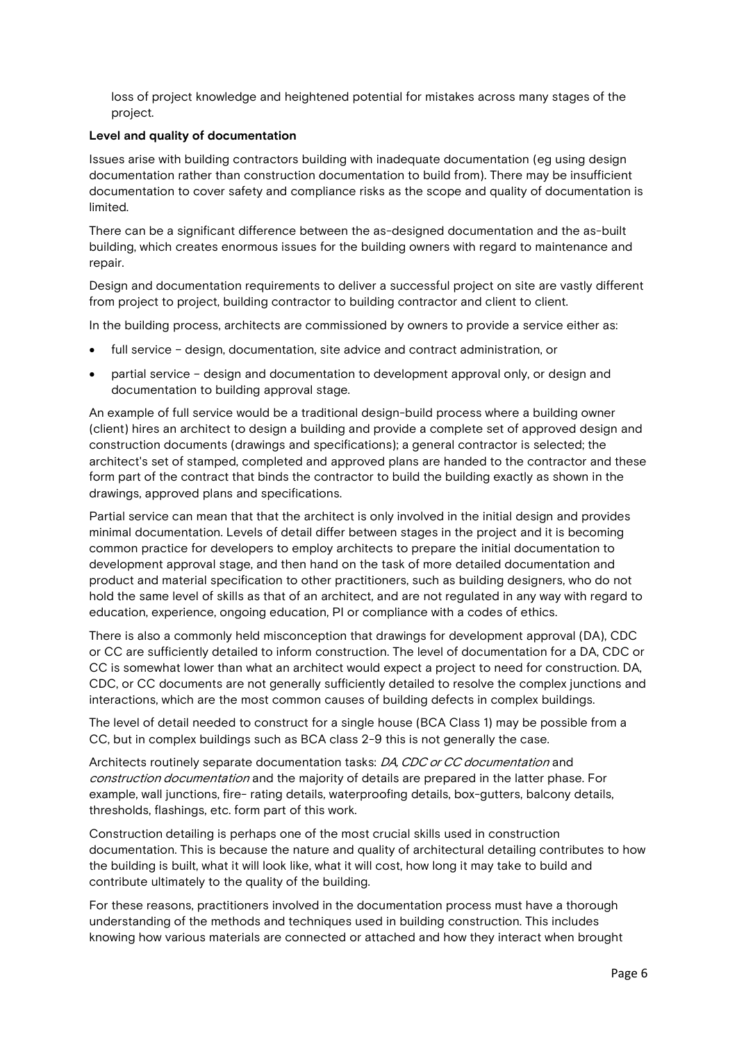loss of project knowledge and heightened potential for mistakes across many stages of the project.

**Level and quality of documentation**

Issues arise with building contractors building with inadequate documentation (eg using design documentation rather than construction documentation to build from). There may be insufficient documentation to cover safety and compliance risks as the scope and quality of documentation is limited.

There can be a significant difference between the as-designed documentation and the as-built building, which creates enormous issues for the building owners with regard to maintenance and repair.

Design and documentation requirements to deliver a successful project on site are vastly different from project to project, building contractor to building contractor and client to client.

In the building process, architects are commissioned by owners to provide a service either as:

- full service – design, documentation, site advice and contract administration, or
- partial service – design and documentation to development approval only, or design and documentation to building approval stage.

An example of full service would be a traditional design-build process where a building owner (client) hires an architect to design a building and provide a complete set of approved design and construction documents (drawings and specifications); a general contractor is selected; the architect's set of stamped, completed and approved plans are handed to the contractor and these form part of the contract that binds the contractor to build the building exactly as shown in the drawings, approved plans and specifications.

Partial service can mean that that the architect is only involved in the initial design and provides minimal documentation. Levels of detail differ between stages in the project and it is becoming common practice for developers to employ architects to prepare the initial documentation to development approval stage, and then hand on the task of more detailed documentation and product and material specification to other practitioners, such as building designers, who do not hold the same level of skills as that of an architect, and are not regulated in any way with regard to education, experience, ongoing education, PI or compliance with a codes of ethics.

There is also a commonly held misconception that drawings for development approval (DA), CDC or CC are sufficiently detailed to inform construction. The level of documentation for a DA, CDC or CC is somewhat lower than what an architect would expect a project to need for construction. DA, CDC, or CC documents are not generally sufficiently detailed to resolve the complex junctions and interactions, which are the most common causes of building defects in complex buildings.

The level of detail needed to construct for a single house (BCA Class 1) may be possible from a CC, but in complex buildings such as BCA class 2-9 this is not generally the case.

Architects routinely separate documentation tasks: *DA, CDC or CC documentation* and *construction documentation* and the majority of details are prepared in the latter phase. For example, wall junctions, fire- rating details, waterproofing details, box-gutters, balcony details, thresholds, flashings, etc. form part of this work.

Construction detailing is perhaps one of the most crucial skills used in construction documentation. This is because the nature and quality of architectural detailing contributes to how the building is built, what it will look like, what it will cost, how long it may take to build and contribute ultimately to the quality of the building.

For these reasons, practitioners involved in the documentation process must have a thorough understanding of the methods and techniques used in building construction. This includes knowing how various materials are connected or attached and how they interact when brought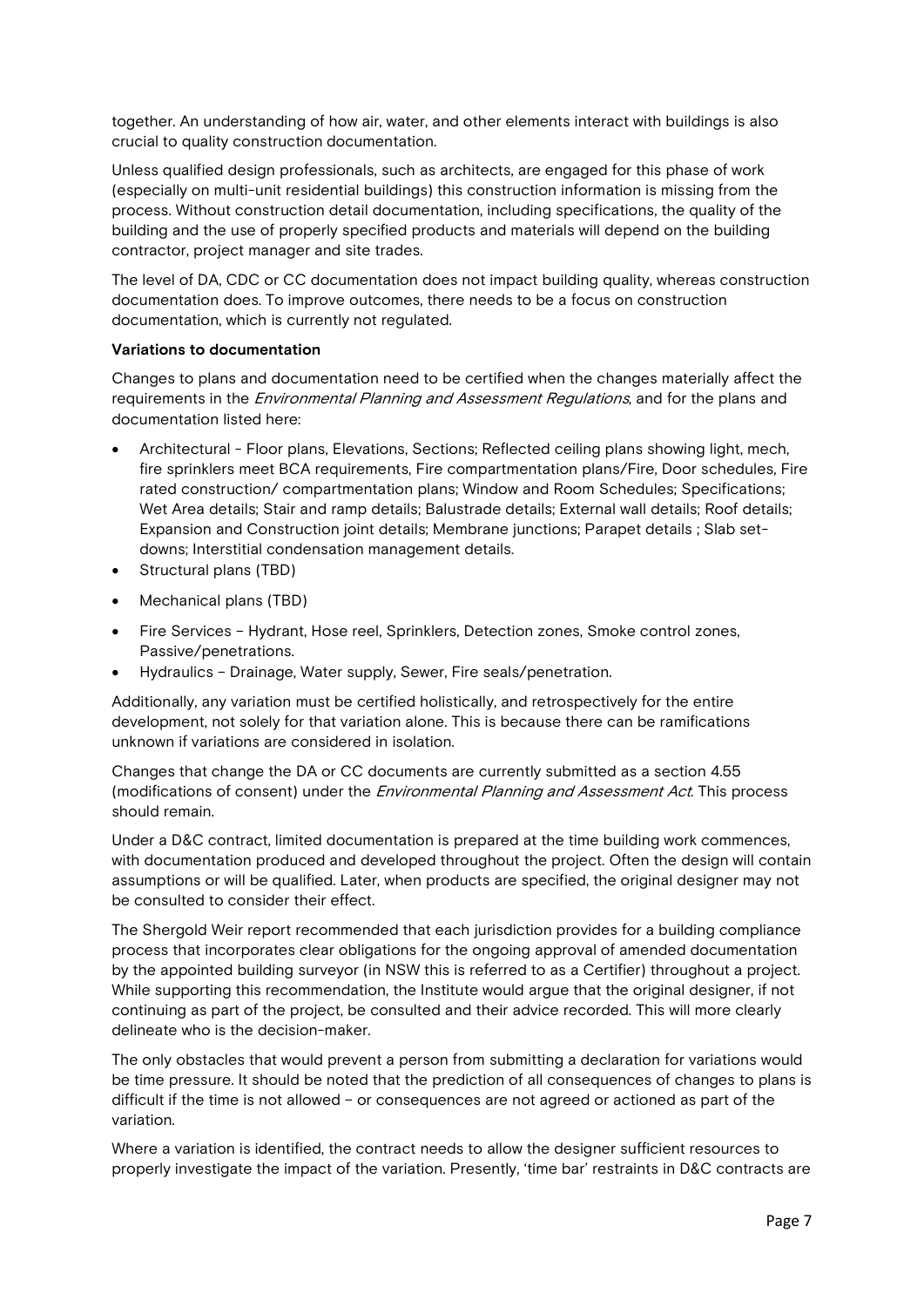together. An understanding of how air, water, and other elements interact with buildings is also crucial to quality construction documentation.

Unless qualified design professionals, such as architects, are engaged for this phase of work (especially on multi-unit residential buildings) this construction information is missing from the process. Without construction detail documentation, including specifications, the quality of the building and the use of properly specified products and materials will depend on the building contractor, project manager and site trades.

The level of DA, CDC or CC documentation does not impact building quality, whereas construction documentation does. To improve outcomes, there needs to be a focus on construction documentation, which is currently not regulated.

**Variations to documentation**

Changes to plans and documentation need to be certified when the changes materially affect the requirements in the *Environmental Planning and Assessment Regulations*, and for the plans and documentation listed here:

- Architectural - Floor plans, Elevations, Sections; Reflected ceiling plans showing light, mech, fire sprinklers meet BCA requirements, Fire compartmentation plans/Fire, Door schedules, Fire rated construction/ compartmentation plans; Window and Room Schedules; Specifications; Wet Area details; Stair and ramp details; Balustrade details; External wall details; Roof details; Expansion and Construction joint details; Membrane junctions; Parapet details ; Slab set-downs; Interstitial condensation management details.
- Structural plans (TBD)
- Mechanical plans (TBD)
- Fire Services – Hydrant, Hose reel, Sprinklers, Detection zones, Smoke control zones, Passive/penetrations.
- Hydraulics – Drainage, Water supply, Sewer, Fire seals/penetration.

Additionally, any variation must be certified holistically, and retrospectively for the entire development, not solely for that variation alone. This is because there can be ramifications unknown if variations are considered in isolation.

Changes that change the DA or CC documents are currently submitted as a section 4.55 (modifications of consent) under the *Environmental Planning and Assessment Act*. This process should remain.

Under a D&C contract, limited documentation is prepared at the time building work commences, with documentation produced and developed throughout the project. Often the design will contain assumptions or will be qualified. Later, when products are specified, the original designer may not be consulted to consider their effect.

The Shergold Weir report recommended that each jurisdiction provides for a building compliance process that incorporates clear obligations for the ongoing approval of amended documentation by the appointed building surveyor (in NSW this is referred to as a Certifier) throughout a project. While supporting this recommendation, the Institute would argue that the original designer, if not continuing as part of the project, be consulted and their advice recorded. This will more clearly delineate who is the decision-maker.

The only obstacles that would prevent a person from submitting a declaration for variations would be time pressure. It should be noted that the prediction of all consequences of changes to plans is difficult if the time is not allowed – or consequences are not agreed or actioned as part of the variation.

Where a variation is identified, the contract needs to allow the designer sufficient resources to properly investigate the impact of the variation. Presently, 'time bar' restraints in D&C contracts are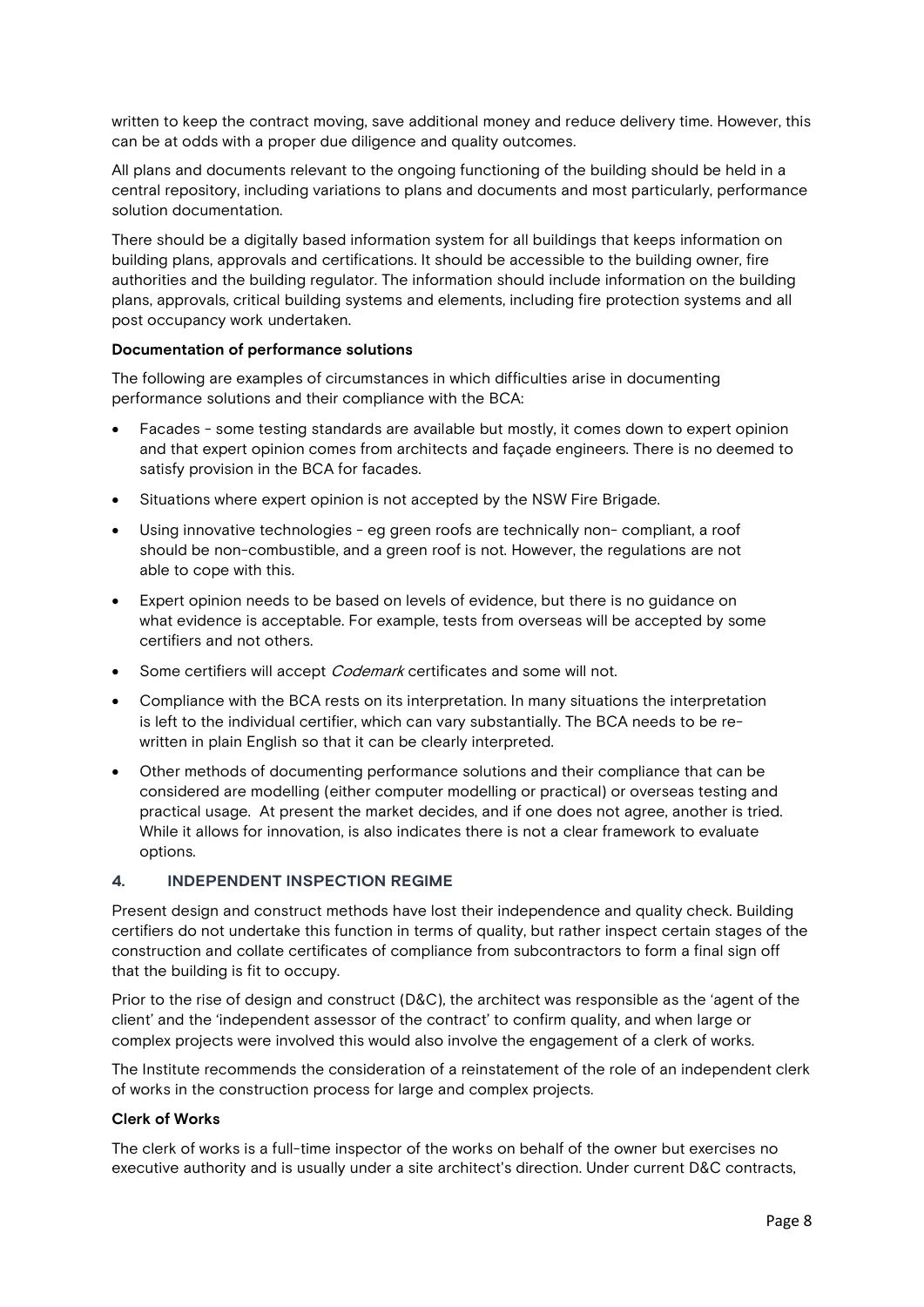written to keep the contract moving, save additional money and reduce delivery time. However, this can be at odds with a proper due diligence and quality outcomes.

All plans and documents relevant to the ongoing functioning of the building should be held in a central repository, including variations to plans and documents and most particularly, performance solution documentation.

There should be a digitally based information system for all buildings that keeps information on building plans, approvals and certifications. It should be accessible to the building owner, fire authorities and the building regulator. The information should include information on the building plans, approvals, critical building systems and elements, including fire protection systems and all post occupancy work undertaken.

**Documentation of performance solutions**

The following are examples of circumstances in which difficulties arise in documenting performance solutions and their compliance with the BCA:

- Facades - some testing standards are available but mostly, it comes down to expert opinion and that expert opinion comes from architects and façade engineers. There is no deemed to satisfy provision in the BCA for facades.
- Situations where expert opinion is not accepted by the NSW Fire Brigade.
- Using innovative technologies - eg green roofs are technically non- compliant, a roof should be non-combustible, and a green roof is not. However, the regulations are not able to cope with this.
- Expert opinion needs to be based on levels of evidence, but there is no guidance on what evidence is acceptable. For example, tests from overseas will be accepted by some certifiers and not others.
- Some certifiers will accept *Codemark* certificates and some will not.
- Compliance with the BCA rests on its interpretation. In many situations the interpretation is left to the individual certifier, which can vary substantially. The BCA needs to be re-written in plain English so that it can be clearly interpreted.
- Other methods of documenting performance solutions and their compliance that can be considered are modelling (either computer modelling or practical) or overseas testing and practical usage. At present the market decides, and if one does not agree, another is tried. While it allows for innovation, is also indicates there is not a clear framework to evaluate options.

## 4. INDEPENDENT INSPECTION REGIME

Present design and construct methods have lost their independence and quality check. Building certifiers do not undertake this function in terms of quality, but rather inspect certain stages of the construction and collate certificates of compliance from subcontractors to form a final sign off that the building is fit to occupy.

Prior to the rise of design and construct (D&C), the architect was responsible as the 'agent of the client' and the 'independent assessor of the contract' to confirm quality, and when large or complex projects were involved this would also involve the engagement of a clerk of works.

The Institute recommends the consideration of a reinstatement of the role of an independent clerk of works in the construction process for large and complex projects.

**Clerk of Works**

The clerk of works is a full-time inspector of the works on behalf of the owner but exercises no executive authority and is usually under a site architect's direction. Under current D&C contracts,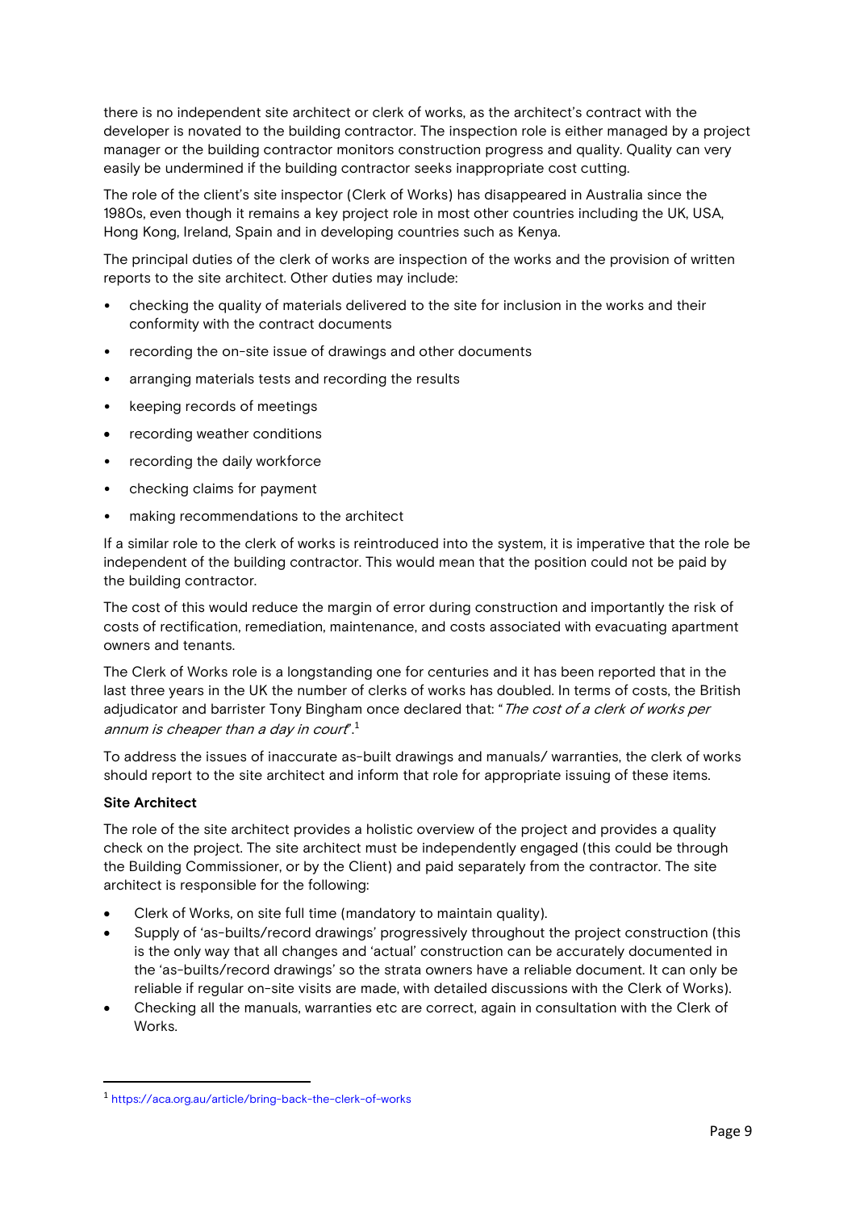there is no independent site architect or clerk of works, as the architect's contract with the developer is novated to the building contractor. The inspection role is either managed by a project manager or the building contractor monitors construction progress and quality. Quality can very easily be undermined if the building contractor seeks inappropriate cost cutting.

The role of the client's site inspector (Clerk of Works) has disappeared in Australia since the 1980s, even though it remains a key project role in most other countries including the UK, USA, Hong Kong, Ireland, Spain and in developing countries such as Kenya.

The principal duties of the clerk of works are inspection of the works and the provision of written reports to the site architect. Other duties may include:

- checking the quality of materials delivered to the site for inclusion in the works and their conformity with the contract documents
- recording the on-site issue of drawings and other documents
- arranging materials tests and recording the results
- keeping records of meetings
- recording weather conditions
- recording the daily workforce
- checking claims for payment
- making recommendations to the architect

If a similar role to the clerk of works is reintroduced into the system, it is imperative that the role be independent of the building contractor. This would mean that the position could not be paid by the building contractor.

The cost of this would reduce the margin of error during construction and importantly the risk of costs of rectification, remediation, maintenance, and costs associated with evacuating apartment owners and tenants.

The Clerk of Works role is a longstanding one for centuries and it has been reported that in the last three years in the UK the number of clerks of works has doubled. In terms of costs, the British adjudicator and barrister Tony Bingham once declared that: "*The cost of a clerk of works per annum is cheaper than a day in court*".[1]

To address the issues of inaccurate as-built drawings and manuals/ warranties, the clerk of works should report to the site architect and inform that role for appropriate issuing of these items.

**Site Architect**

The role of the site architect provides a holistic overview of the project and provides a quality check on the project. The site architect must be independently engaged (this could be through the Building Commissioner, or by the Client) and paid separately from the contractor. The site architect is responsible for the following:

- Clerk of Works, on site full time (mandatory to maintain quality).
- Supply of 'as-builts/record drawings' progressively throughout the project construction (this is the only way that all changes and 'actual' construction can be accurately documented in the 'as-builts/record drawings' so the strata owners have a reliable document. It can only be reliable if regular on-site visits are made, with detailed discussions with the Clerk of Works).
- Checking all the manuals, warranties etc are correct, again in consultation with the Clerk of Works.

---

[1] https://aca.org.au/article/bring-back-the-clerk-of-works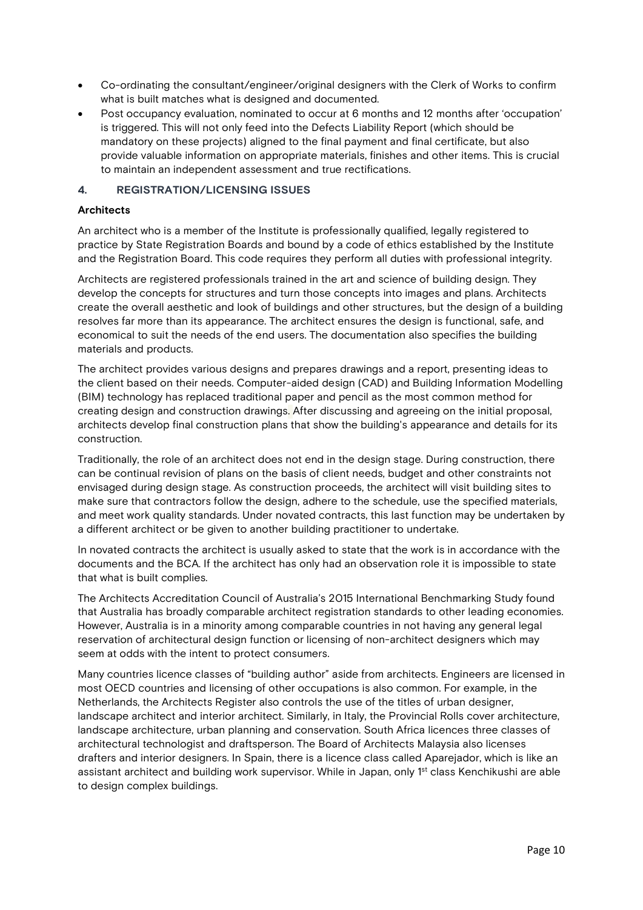- Co-ordinating the consultant/engineer/original designers with the Clerk of Works to confirm what is built matches what is designed and documented.
- Post occupancy evaluation, nominated to occur at 6 months and 12 months after 'occupation' is triggered. This will not only feed into the Defects Liability Report (which should be mandatory on these projects) aligned to the final payment and final certificate, but also provide valuable information on appropriate materials, finishes and other items. This is crucial to maintain an independent assessment and true rectifications.

## 4. REGISTRATION/LICENSING ISSUES

### Architects

An architect who is a member of the Institute is professionally qualified, legally registered to practice by State Registration Boards and bound by a code of ethics established by the Institute and the Registration Board. This code requires they perform all duties with professional integrity.

Architects are registered professionals trained in the art and science of building design. They develop the concepts for structures and turn those concepts into images and plans. Architects create the overall aesthetic and look of buildings and other structures, but the design of a building resolves far more than its appearance. The architect ensures the design is functional, safe, and economical to suit the needs of the end users. The documentation also specifies the building materials and products.

The architect provides various designs and prepares drawings and a report, presenting ideas to the client based on their needs. Computer-aided design (CAD) and Building Information Modelling (BIM) technology has replaced traditional paper and pencil as the most common method for creating design and construction drawings. After discussing and agreeing on the initial proposal, architects develop final construction plans that show the building's appearance and details for its construction.

Traditionally, the role of an architect does not end in the design stage. During construction, there can be continual revision of plans on the basis of client needs, budget and other constraints not envisaged during design stage. As construction proceeds, the architect will visit building sites to make sure that contractors follow the design, adhere to the schedule, use the specified materials, and meet work quality standards. Under novated contracts, this last function may be undertaken by a different architect or be given to another building practitioner to undertake.

In novated contracts the architect is usually asked to state that the work is in accordance with the documents and the BCA. If the architect has only had an observation role it is impossible to state that what is built complies.

The Architects Accreditation Council of Australia's 2015 International Benchmarking Study found that Australia has broadly comparable architect registration standards to other leading economies. However, Australia is in a minority among comparable countries in not having any general legal reservation of architectural design function or licensing of non-architect designers which may seem at odds with the intent to protect consumers.

Many countries licence classes of "building author" aside from architects. Engineers are licensed in most OECD countries and licensing of other occupations is also common. For example, in the Netherlands, the Architects Register also controls the use of the titles of urban designer, landscape architect and interior architect. Similarly, in Italy, the Provincial Rolls cover architecture, landscape architecture, urban planning and conservation. South Africa licences three classes of architectural technologist and draftsperson. The Board of Architects Malaysia also licenses drafters and interior designers. In Spain, there is a licence class called Aparejador, which is like an assistant architect and building work supervisor. While in Japan, only 1st class Kenchikushi are able to design complex buildings.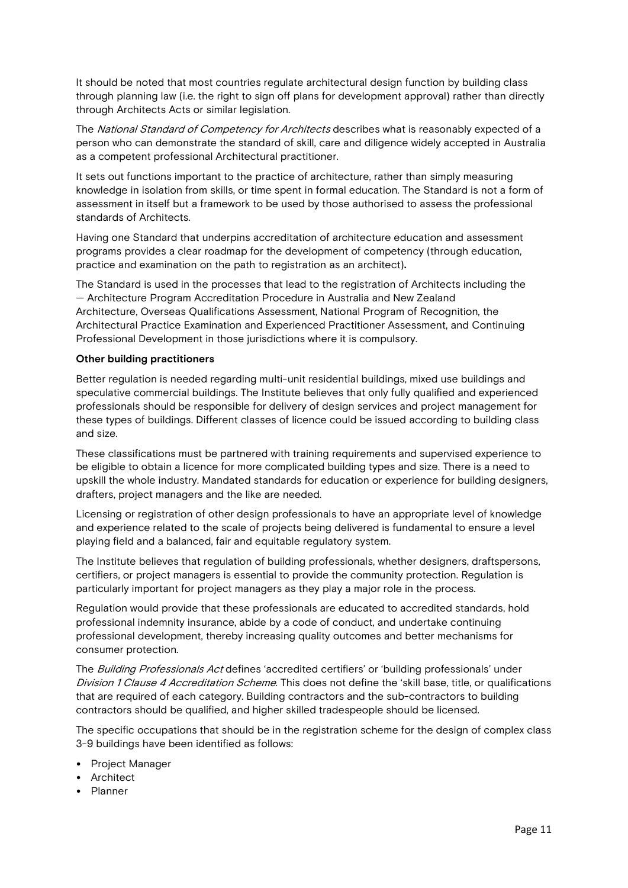It should be noted that most countries regulate architectural design function by building class through planning law (i.e. the right to sign off plans for development approval) rather than directly through Architects Acts or similar legislation.

The *National Standard of Competency for Architects* describes what is reasonably expected of a person who can demonstrate the standard of skill, care and diligence widely accepted in Australia as a competent professional Architectural practitioner.

It sets out functions important to the practice of architecture, rather than simply measuring knowledge in isolation from skills, or time spent in formal education. The Standard is not a form of assessment in itself but a framework to be used by those authorised to assess the professional standards of Architects.

Having one Standard that underpins accreditation of architecture education and assessment programs provides a clear roadmap for the development of competency (through education, practice and examination on the path to registration as an architect).

The Standard is used in the processes that lead to the registration of Architects including the — Architecture Program Accreditation Procedure in Australia and New Zealand Architecture, Overseas Qualifications Assessment, National Program of Recognition, the Architectural Practice Examination and Experienced Practitioner Assessment, and Continuing Professional Development in those jurisdictions where it is compulsory.

**Other building practitioners**

Better regulation is needed regarding multi-unit residential buildings, mixed use buildings and speculative commercial buildings. The Institute believes that only fully qualified and experienced professionals should be responsible for delivery of design services and project management for these types of buildings. Different classes of licence could be issued according to building class and size.

These classifications must be partnered with training requirements and supervised experience to be eligible to obtain a licence for more complicated building types and size. There is a need to upskill the whole industry. Mandated standards for education or experience for building designers, drafters, project managers and the like are needed.

Licensing or registration of other design professionals to have an appropriate level of knowledge and experience related to the scale of projects being delivered is fundamental to ensure a level playing field and a balanced, fair and equitable regulatory system.

The Institute believes that regulation of building professionals, whether designers, draftspersons, certifiers, or project managers is essential to provide the community protection. Regulation is particularly important for project managers as they play a major role in the process.

Regulation would provide that these professionals are educated to accredited standards, hold professional indemnity insurance, abide by a code of conduct, and undertake continuing professional development, thereby increasing quality outcomes and better mechanisms for consumer protection.

The *Building Professionals Act* defines 'accredited certifiers' or 'building professionals' under *Division 1 Clause 4 Accreditation Scheme*. This does not define the 'skill base, title, or qualifications that are required of each category. Building contractors and the sub-contractors to building contractors should be qualified, and higher skilled tradespeople should be licensed.

The specific occupations that should be in the registration scheme for the design of complex class 3-9 buildings have been identified as follows:

- Project Manager
- Architect
- Planner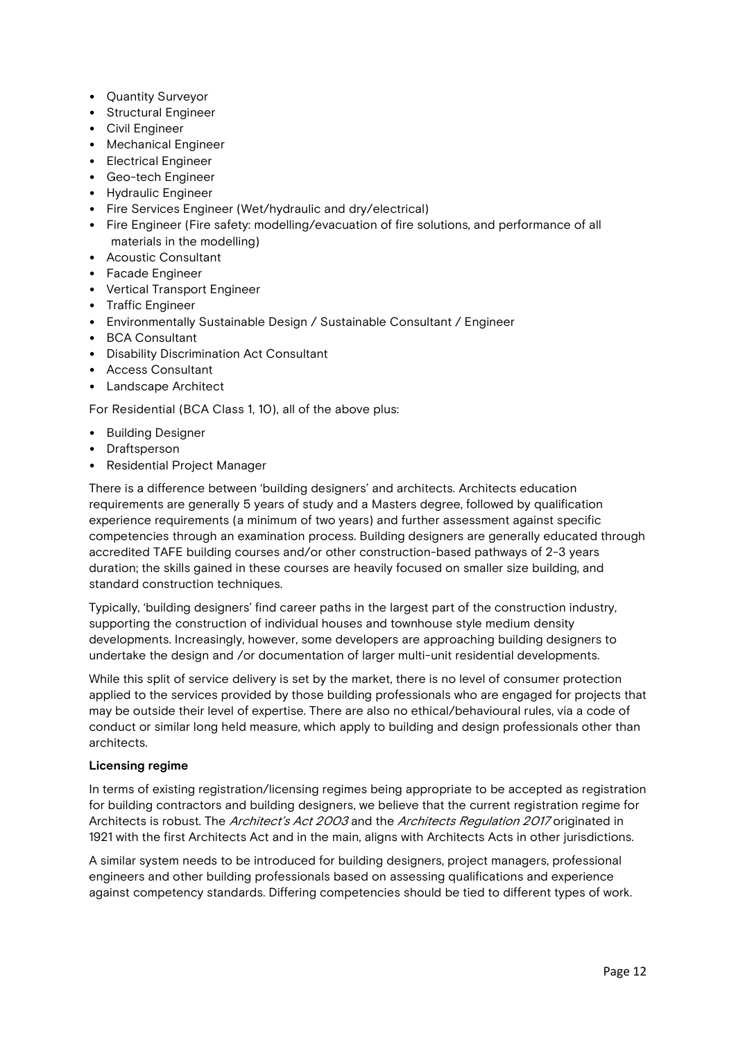- Quantity Surveyor
- Structural Engineer
- Civil Engineer
- Mechanical Engineer
- Electrical Engineer
- Geo-tech Engineer
- Hydraulic Engineer
- Fire Services Engineer (Wet/hydraulic and dry/electrical)
- Fire Engineer (Fire safety: modelling/evacuation of fire solutions, and performance of all materials in the modelling)
- Acoustic Consultant
- Facade Engineer
- Vertical Transport Engineer
- Traffic Engineer
- Environmentally Sustainable Design / Sustainable Consultant / Engineer
- BCA Consultant
- Disability Discrimination Act Consultant
- Access Consultant
- Landscape Architect

For Residential (BCA Class 1, 10), all of the above plus:

- Building Designer
- Draftsperson
- Residential Project Manager

There is a difference between 'building designers' and architects. Architects education requirements are generally 5 years of study and a Masters degree, followed by qualification experience requirements (a minimum of two years) and further assessment against specific competencies through an examination process. Building designers are generally educated through accredited TAFE building courses and/or other construction-based pathways of 2-3 years duration; the skills gained in these courses are heavily focused on smaller size building, and standard construction techniques.

Typically, 'building designers' find career paths in the largest part of the construction industry, supporting the construction of individual houses and townhouse style medium density developments. Increasingly, however, some developers are approaching building designers to undertake the design and /or documentation of larger multi-unit residential developments.

While this split of service delivery is set by the market, there is no level of consumer protection applied to the services provided by those building professionals who are engaged for projects that may be outside their level of expertise. There are also no ethical/behavioural rules, via a code of conduct or similar long held measure, which apply to building and design professionals other than architects.

**Licensing regime**

In terms of existing registration/licensing regimes being appropriate to be accepted as registration for building contractors and building designers, we believe that the current registration regime for Architects is robust. The *Architect's Act 2003* and the *Architects Regulation 2017* originated in 1921 with the first Architects Act and in the main, aligns with Architects Acts in other jurisdictions.

A similar system needs to be introduced for building designers, project managers, professional engineers and other building professionals based on assessing qualifications and experience against competency standards. Differing competencies should be tied to different types of work.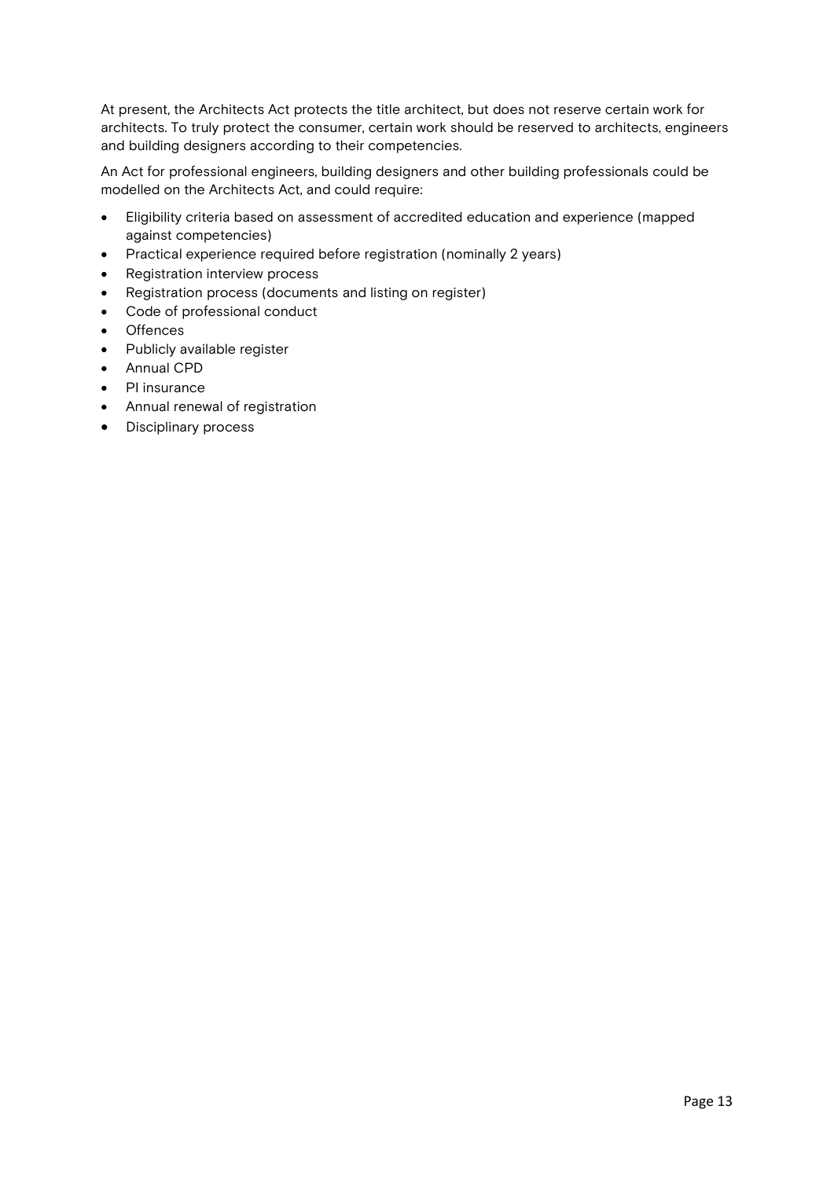At present, the Architects Act protects the title architect, but does not reserve certain work for architects. To truly protect the consumer, certain work should be reserved to architects, engineers and building designers according to their competencies.

An Act for professional engineers, building designers and other building professionals could be modelled on the Architects Act, and could require:

- Eligibility criteria based on assessment of accredited education and experience (mapped against competencies)
- Practical experience required before registration (nominally 2 years)
- Registration interview process
- Registration process (documents and listing on register)
- Code of professional conduct
- Offences
- Publicly available register
- Annual CPD
- PI insurance
- Annual renewal of registration
- Disciplinary process